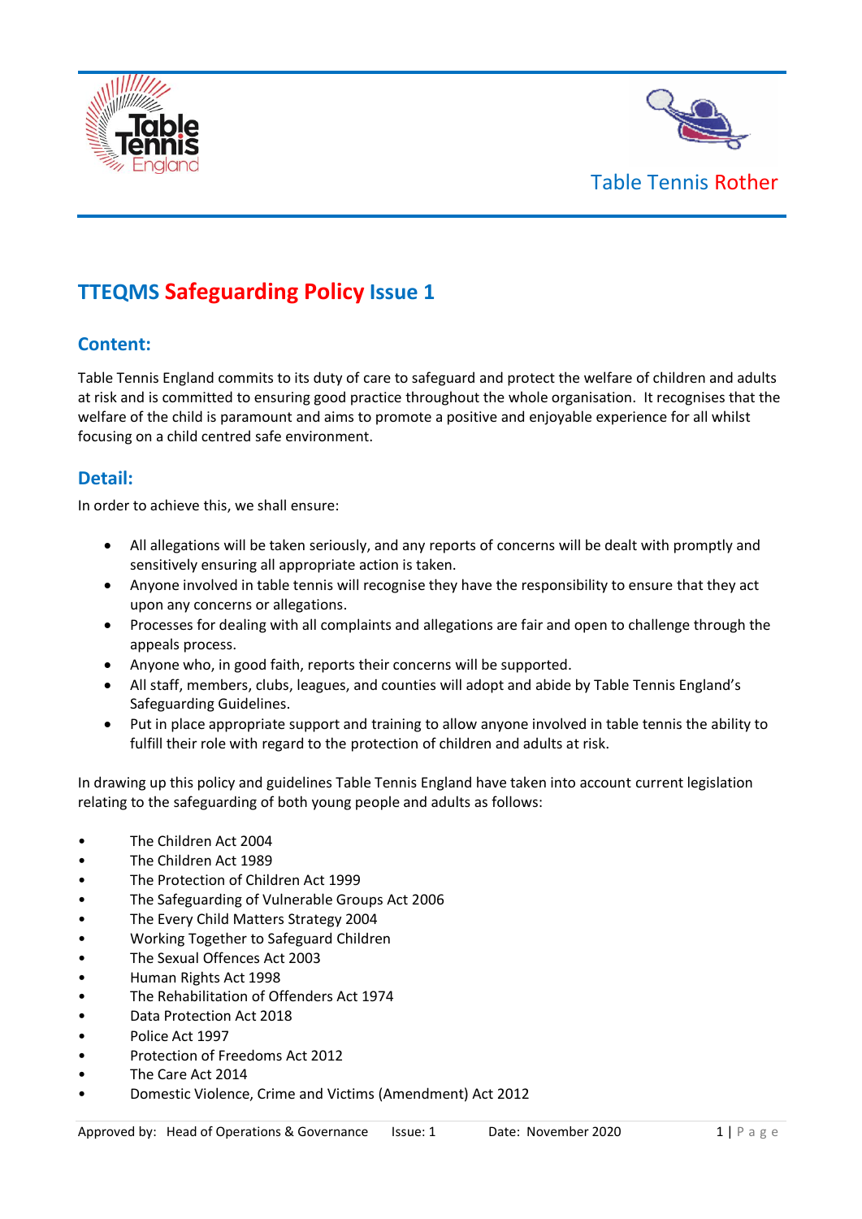Table Tennis Rother

# TTEQMS Safeguarding Policy Issue 1

## Content:

Table Tennis England commits to its duty of care to safeguard and protect the welfare of children and adults at risk and is committed to ensuring good practice throughout the whole organisation. It recognises that the welfare of the child is paramount and aims to promote a positive and enjoyable experience for all whilst focusing on a child centred safe environment.

## Detail:

In order to achieve this, we shall ensure:

- All allegations will be taken seriously, and any reports of concerns will be dealt with promptly and sensitively ensuring all appropriate action is taken.
- Anyone involved in table tennis will recognise they have the responsibility to ensure that they act upon any concerns or allegations.
- Processes for dealing with all complaints and allegations are fair and open to challenge through the appeals process.
- Anyone who, in good faith, reports their concerns will be supported.
- All staff, members, clubs, leagues, and counties will adopt and abide by Table Tennis England's Safeguarding Guidelines.
- Put in place appropriate support and training to allow anyone involved in table tennis the ability to fulfill their role with regard to the protection of children and adults at risk.

In drawing up this policy and guidelines Table Tennis England have taken into account current legislation relating to the safeguarding of both young people and adults as follows:

- The Children Act 2004
- The Children Act 1989
- The Protection of Children Act 1999
- The Safeguarding of Vulnerable Groups Act 2006
- The Every Child Matters Strategy 2004
- Working Together to Safeguard Children
- The Sexual Offences Act 2003
- Human Rights Act 1998
- The Rehabilitation of Offenders Act 1974
- Data Protection Act 2018
- Police Act 1997
- Protection of Freedoms Act 2012
- The Care Act 2014
- Domestic Violence, Crime and Victims (Amendment) Act 2012

Approved by: Head of Operations & Governance Issue: 1 Date: November 2020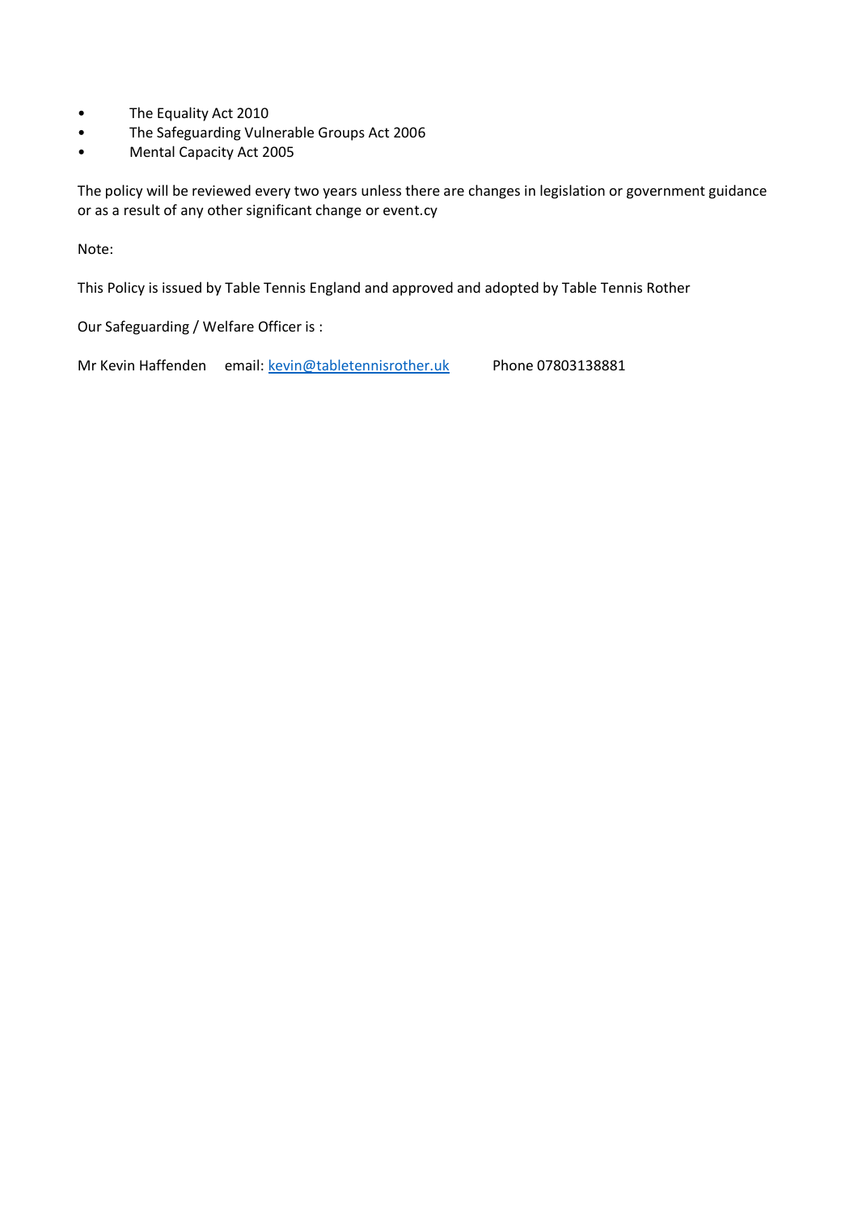- The Equality Act 2010
- The Safeguarding Vulnerable Groups Act 2006
- Mental Capacity Act 2005

The policy will be reviewed every two years unless there are changes in legislation or government guidance or as a result of any other significant change or event.cy

Note:

This Policy is issued by Table Tennis England and approved and adopted by Table Tennis Rother

Our Safeguarding / Welfare Officer is :

Mr Kevin Haffenden email: kevin@tabletennisrother.uk Phone 07803138881